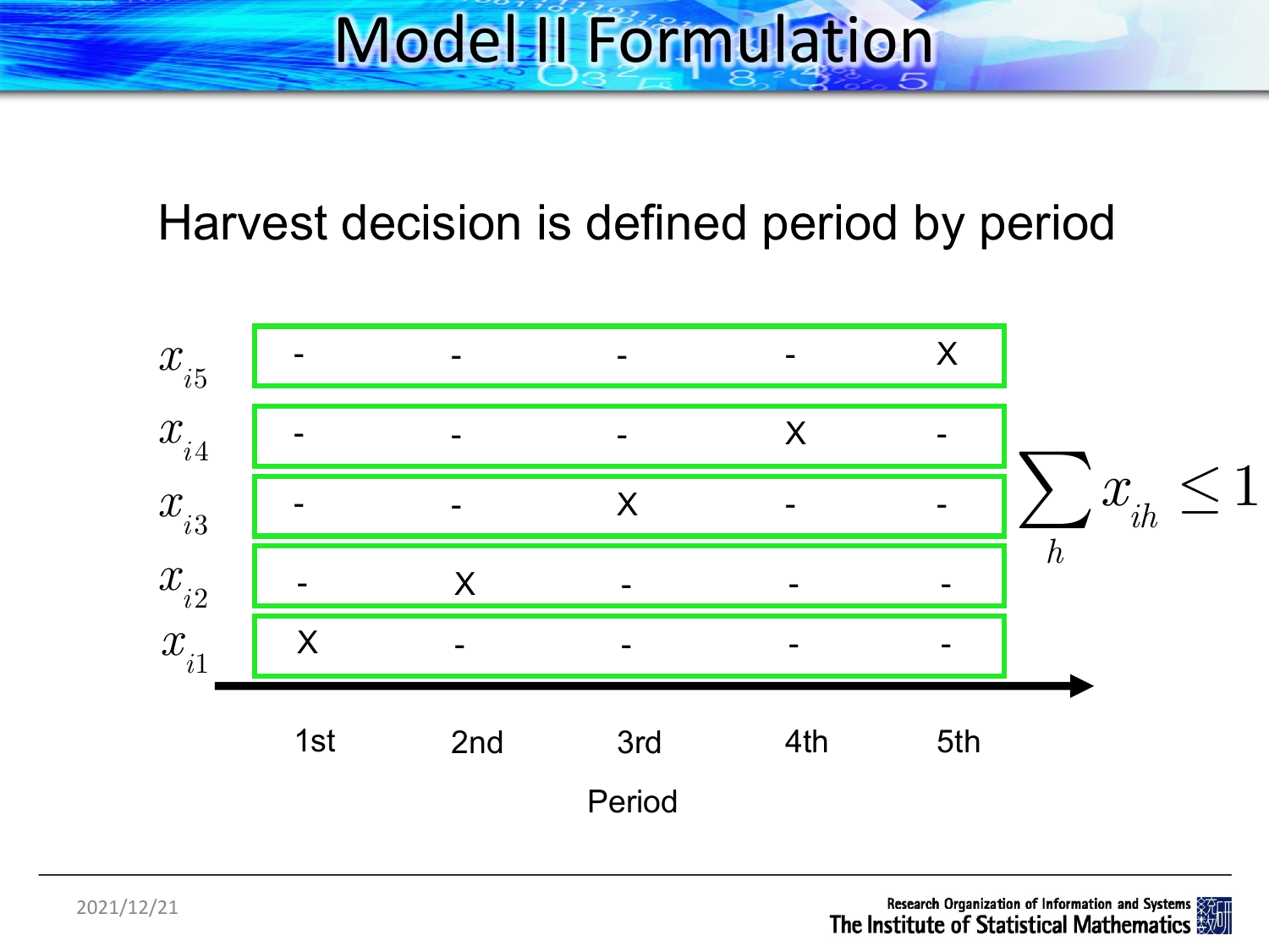# Model II Formulation

Harvest decision is defined period by period

| | 1st | 2nd | 3rd | 4th | 5th |
|---|---|---|---|---|---|
| $x_{i5}$ | - | - | - | - | X |
| $x_{i4}$ | - | - | - | X | - |
| $x_{i3}$ | - | - | X | - | - |
| $x_{i2}$ | - | X | - | - | - |
| $x_{i1}$ | X | - | - | - | - |

Period

$$\sum_h x_{ih} \leq 1$$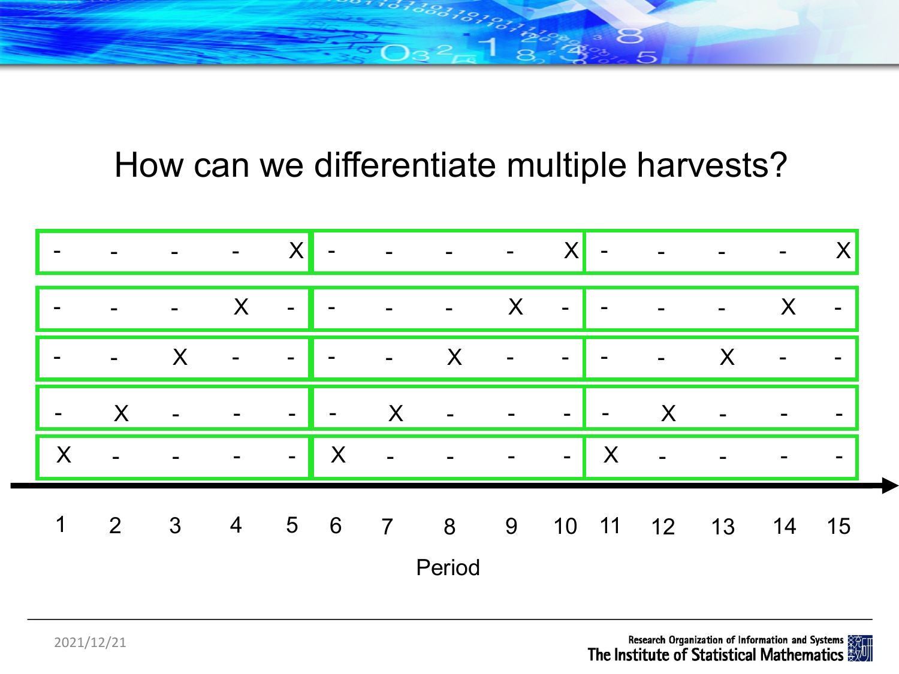# How can we differentiate multiple harvests?

| 1 | 2 | 3 | 4 | 5 | 6 | 7 | 8 | 9 | 10 | 11 | 12 | 13 | 14 | 15 |
|---|---|---|---|---|---|---|---|---|---|---|---|---|---|---|
| - | - | - | - | X | - | - | - | - | X | - | - | - | - | X |
| - | - | - | X | - | - | - | - | X | - | - | - | - | X | - |
| - | - | X | - | - | - | - | X | - | - | - | - | X | - | - |
| - | X | - | - | - | - | X | - | - | - | - | X | - | - | - |
| X | - | - | - | - | X | - | - | - | - | X | - | - | - | - |

Period

2021/12/21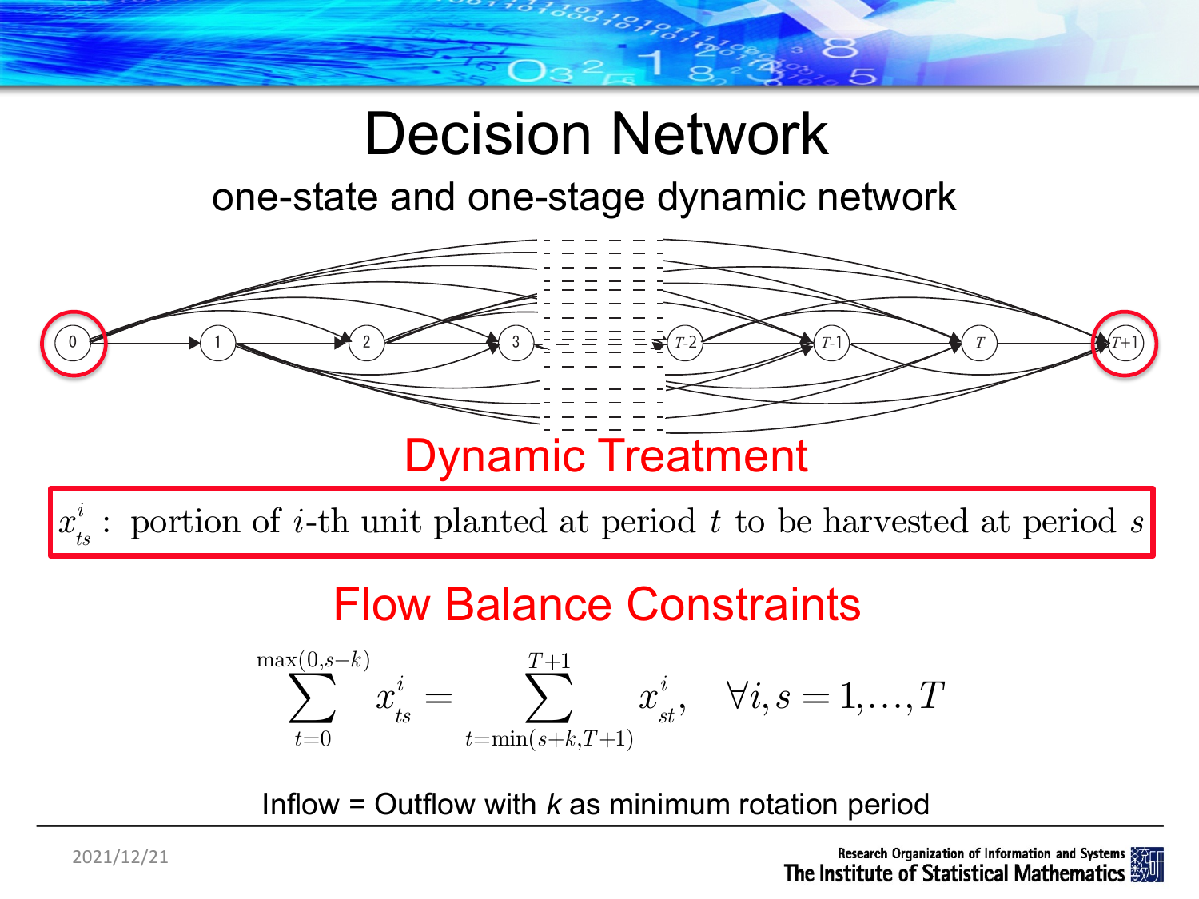# Decision Network

## one-state and one-stage dynamic network

0, 1, 2, 3, ..., $T$-2, $T$-1, $T$, $T$+1

### Dynamic Treatment

$x^i_{ts}$ : portion of $i$-th unit planted at period $t$ to be harvested at period $s$

### Flow Balance Constraints

$$\sum_{t=0}^{\max(0,s-k)} x^i_{ts} = \sum_{t=\min(s+k,T+1)}^{T+1} x^i_{st}, \quad \forall i, s = 1,\ldots,T$$

Inflow = Outflow with $k$ as minimum rotation period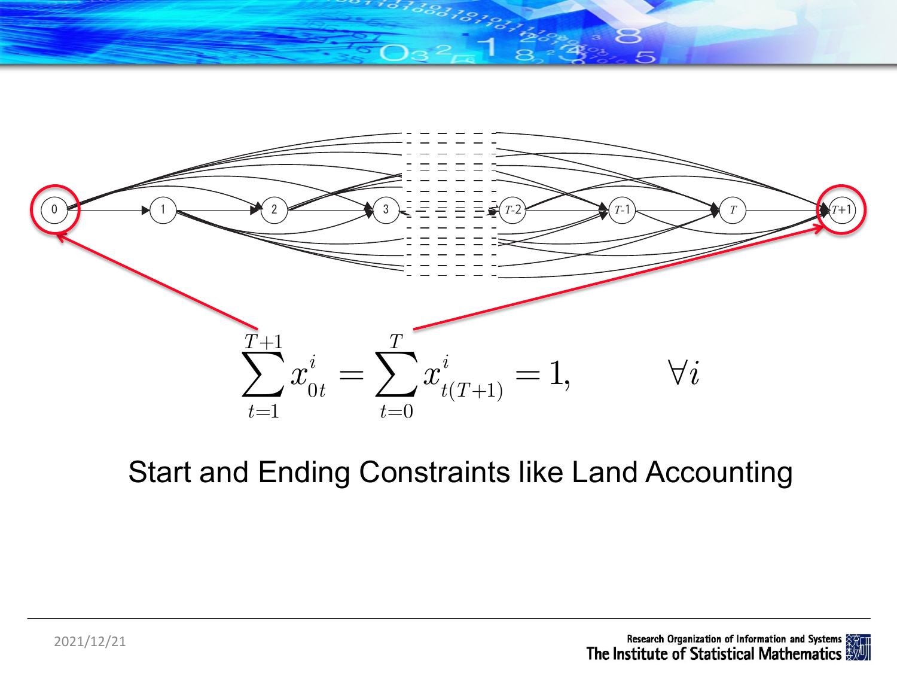$$\sum_{t=1}^{T+1} x_{0t}^{i} = \sum_{t=0}^{T} x_{t(T+1)}^{i} = 1, \qquad \forall i$$

Start and Ending Constraints like Land Accounting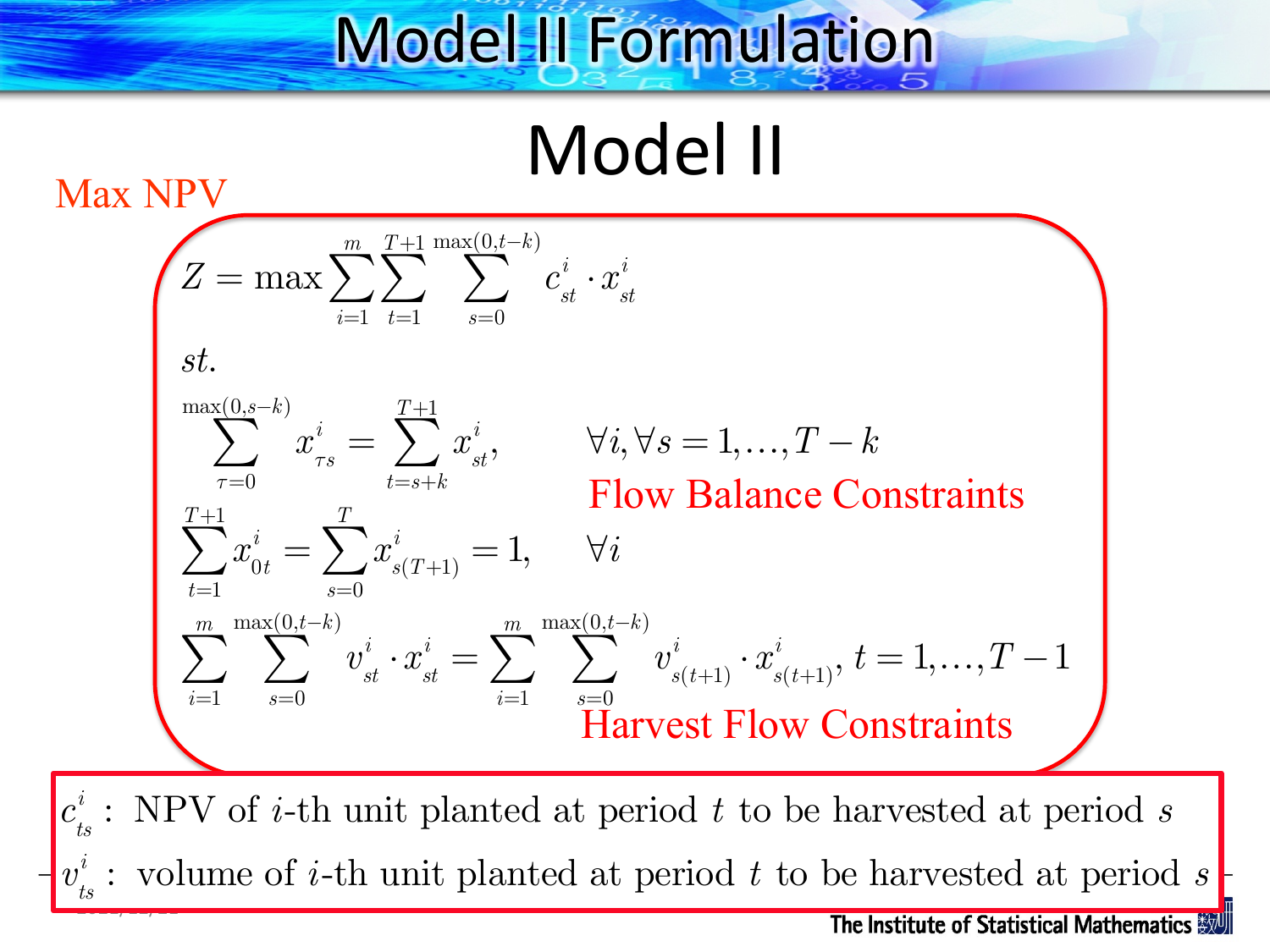# Model II Formulation

## Model II

Max NPV

$$Z = \max \sum_{i=1}^{m} \sum_{t=1}^{T+1} \sum_{s=0}^{\max(0,t-k)} c_{st}^{i} \cdot x_{st}^{i}$$

$st.$

$$\sum_{\tau=0}^{\max(0,s-k)} x_{\tau s}^{i} = \sum_{t=s+k}^{T+1} x_{st}^{i}, \qquad \forall i, \forall s = 1, \ldots, T-k$$

Flow Balance Constraints

$$\sum_{t=1}^{T+1} x_{0t}^{i} = \sum_{s=0}^{T} x_{s(T+1)}^{i} = 1, \qquad \forall i$$

$$\sum_{i=1}^{m} \sum_{s=0}^{\max(0,t-k)} v_{st}^{i} \cdot x_{st}^{i} = \sum_{i=1}^{m} \sum_{s=0}^{\max(0,t-k)} v_{s(t+1)}^{i} \cdot x_{s(t+1)}^{i}, \; t = 1, \ldots, T-1$$

Harvest Flow Constraints

$c_{ts}^{i}$ : NPV of $i$-th unit planted at period $t$ to be harvested at period $s$

$v_{ts}^{i}$ : volume of $i$-th unit planted at period $t$ to be harvested at period $s$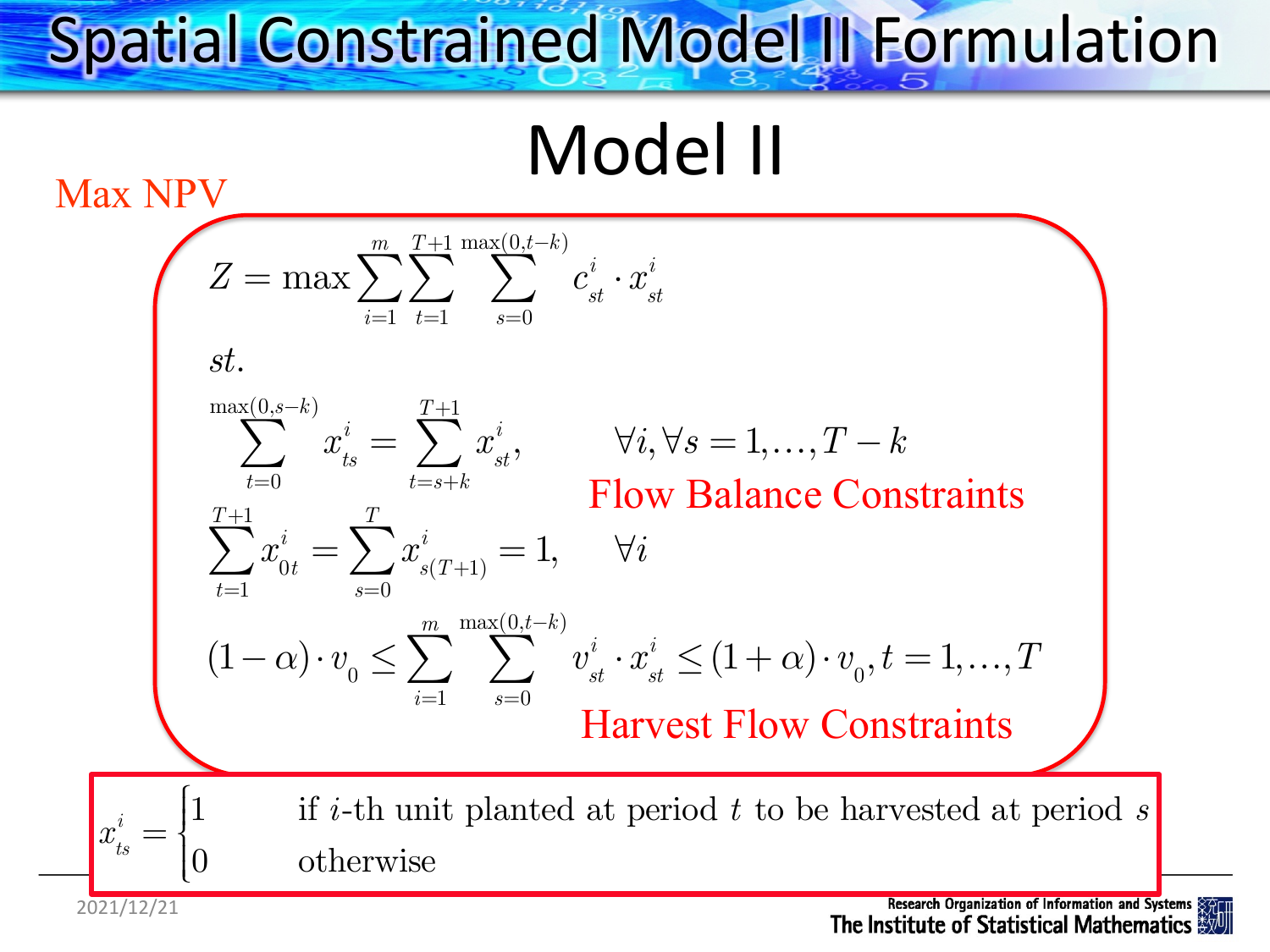# Spatial Constrained Model II Formulation

## Model II

Max NPV

$$Z = \max \sum_{i=1}^{m} \sum_{t=1}^{T+1} \sum_{s=0}^{\max(0,t-k)} c_{st}^{i} \cdot x_{st}^{i}$$

$st.$

$$\sum_{t=0}^{\max(0,s-k)} x_{ts}^{i} = \sum_{t=s+k}^{T+1} x_{st}^{i}, \qquad \forall i, \forall s = 1,\ldots,T-k$$

Flow Balance Constraints

$$\sum_{t=1}^{T+1} x_{0t}^{i} = \sum_{s=0}^{T} x_{s(T+1)}^{i} = 1, \qquad \forall i$$

$$(1-\alpha)\cdot v_{0} \leq \sum_{i=1}^{m} \sum_{s=0}^{\max(0,t-k)} v_{st}^{i} \cdot x_{st}^{i} \leq (1+\alpha)\cdot v_{0}, t = 1,\ldots,T$$

Harvest Flow Constraints

$$x_{ts}^{i} = \begin{cases} 1 & \text{if } i\text{-th unit planted at period } t \text{ to be harvested at period } s \\ 0 & \text{otherwise} \end{cases}$$

2021/12/21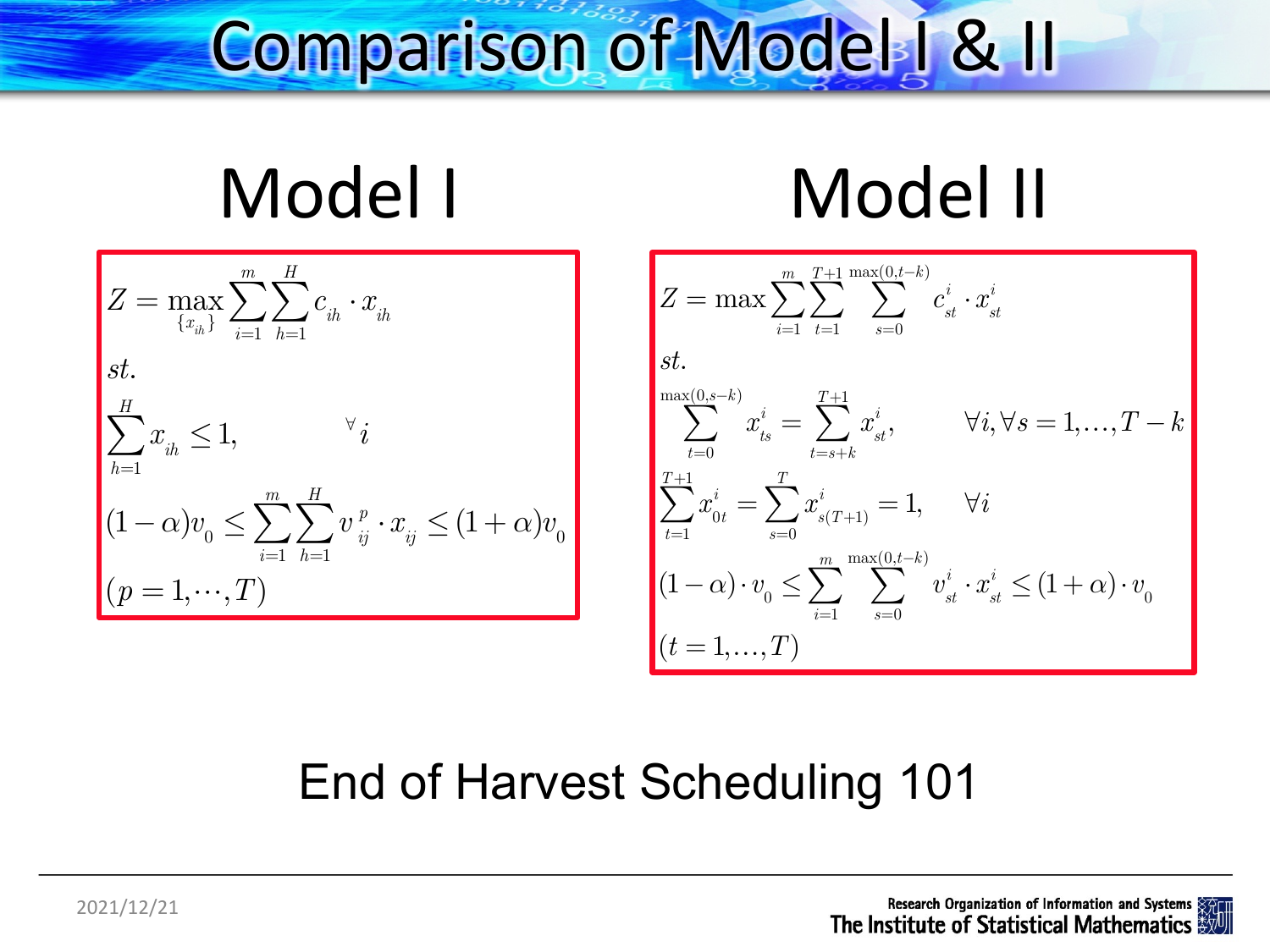# Comparison of Model I & II

## Model I

$$Z = \max_{\{x_{ih}\}} \sum_{i=1}^{m} \sum_{h=1}^{H} c_{ih} \cdot x_{ih}$$

$st.$

$$\sum_{h=1}^{H} x_{ih} \leq 1, \qquad \forall i$$

$$(1-\alpha)v_0 \leq \sum_{i=1}^{m} \sum_{h=1}^{H} v_{ij}^{p} \cdot x_{ij} \leq (1+\alpha)v_0$$

$$(p = 1, \cdots, T)$$

## Model II

$$Z = \max \sum_{i=1}^{m} \sum_{t=1}^{T+1} \sum_{s=0}^{\max(0,t-k)} c_{st}^{i} \cdot x_{st}^{i}$$

$st.$

$$\sum_{t=0}^{\max(0,s-k)} x_{ts}^{i} = \sum_{t=s+k}^{T+1} x_{st}^{i}, \qquad \forall i, \forall s = 1, \ldots, T-k$$

$$\sum_{t=1}^{T+1} x_{0t}^{i} = \sum_{s=0}^{T} x_{s(T+1)}^{i} = 1, \qquad \forall i$$

$$(1-\alpha) \cdot v_0 \leq \sum_{i=1}^{m} \sum_{s=0}^{\max(0,t-k)} v_{st}^{i} \cdot x_{st}^{i} \leq (1+\alpha) \cdot v_0$$

$$(t = 1, \ldots, T)$$

End of Harvest Scheduling 101